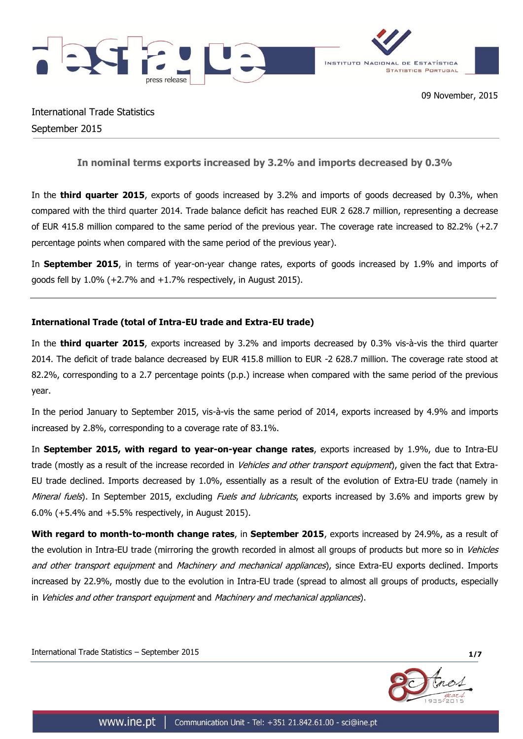09 November, 2015

International Trade Statistics

September 2015

## In nominal terms exports increased by 3.2% and imports decreased by 0.3%

In the **third quarter 2015**, exports of goods increased by 3.2% and imports of goods decreased by 0.3%, when compared with the third quarter 2014. Trade balance deficit has reached EUR 2 628.7 million, representing a decrease of EUR 415.8 million compared to the same period of the previous year. The coverage rate increased to 82.2% (+2.7 percentage points when compared with the same period of the previous year).

In **September 2015**, in terms of year-on-year change rates, exports of goods increased by 1.9% and imports of goods fell by 1.0% (+2.7% and +1.7% respectively, in August 2015).

### International Trade (total of Intra-EU trade and Extra-EU trade)

In the **third quarter 2015**, exports increased by 3.2% and imports decreased by 0.3% vis-à-vis the third quarter 2014. The deficit of trade balance decreased by EUR 415.8 million to EUR -2 628.7 million. The coverage rate stood at 82.2%, corresponding to a 2.7 percentage points (p.p.) increase when compared with the same period of the previous year.

In the period January to September 2015, vis-à-vis the same period of 2014, exports increased by 4.9% and imports increased by 2.8%, corresponding to a coverage rate of 83.1%.

In **September 2015, with regard to year-on-year change rates**, exports increased by 1.9%, due to Intra-EU trade (mostly as a result of the increase recorded in *Vehicles and other transport equipment*), given the fact that Extra-EU trade declined. Imports decreased by 1.0%, essentially as a result of the evolution of Extra-EU trade (namely in *Mineral fuels*). In September 2015, excluding *Fuels and lubricants*, exports increased by 3.6% and imports grew by 6.0% (+5.4% and +5.5% respectively, in August 2015).

**With regard to month-to-month change rates**, in **September 2015**, exports increased by 24.9%, as a result of the evolution in Intra-EU trade (mirroring the growth recorded in almost all groups of products but more so in *Vehicles and other transport equipment* and *Machinery and mechanical appliances*), since Extra-EU exports declined. Imports increased by 22.9%, mostly due to the evolution in Intra-EU trade (spread to almost all groups of products, especially in *Vehicles and other transport equipment* and *Machinery and mechanical appliances*).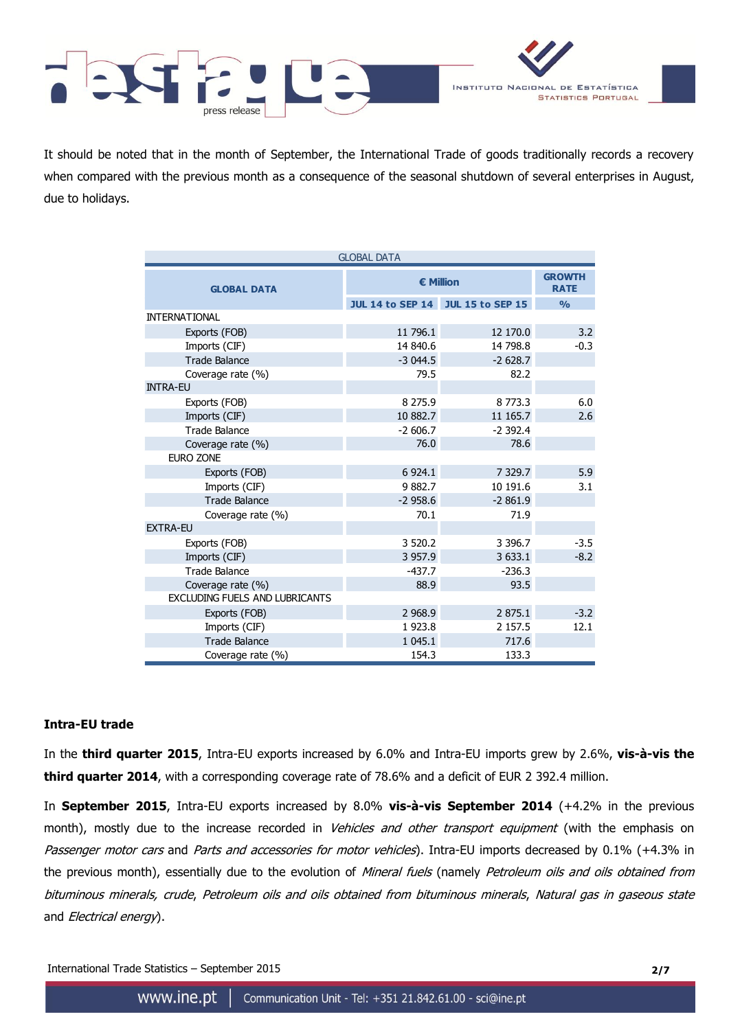It should be noted that in the month of September, the International Trade of goods traditionally records a recovery when compared with the previous month as a consequence of the seasonal shutdown of several enterprises in August, due to holidays.

| GLOBAL DATA | € Million | | GROWTH RATE |
|---|---|---|---|
| | JUL 14 to SEP 14 | JUL 15 to SEP 15 | % |
| INTERNATIONAL | | | |
| Exports (FOB) | 11 796.1 | 12 170.0 | 3.2 |
| Imports (CIF) | 14 840.6 | 14 798.8 | -0.3 |
| Trade Balance | -3 044.5 | -2 628.7 | |
| Coverage rate (%) | 79.5 | 82.2 | |
| INTRA-EU | | | |
| Exports (FOB) | 8 275.9 | 8 773.3 | 6.0 |
| Imports (CIF) | 10 882.7 | 11 165.7 | 2.6 |
| Trade Balance | -2 606.7 | -2 392.4 | |
| Coverage rate (%) | 76.0 | 78.6 | |
| EURO ZONE | | | |
| Exports (FOB) | 6 924.1 | 7 329.7 | 5.9 |
| Imports (CIF) | 9 882.7 | 10 191.6 | 3.1 |
| Trade Balance | -2 958.6 | -2 861.9 | |
| Coverage rate (%) | 70.1 | 71.9 | |
| EXTRA-EU | | | |
| Exports (FOB) | 3 520.2 | 3 396.7 | -3.5 |
| Imports (CIF) | 3 957.9 | 3 633.1 | -8.2 |
| Trade Balance | -437.7 | -236.3 | |
| Coverage rate (%) | 88.9 | 93.5 | |
| EXCLUDING FUELS AND LUBRICANTS | | | |
| Exports (FOB) | 2 968.9 | 2 875.1 | -3.2 |
| Imports (CIF) | 1 923.8 | 2 157.5 | 12.1 |
| Trade Balance | 1 045.1 | 717.6 | |
| Coverage rate (%) | 154.3 | 133.3 | |

**Intra-EU trade**

In the **third quarter 2015**, Intra-EU exports increased by 6.0% and Intra-EU imports grew by 2.6%, **vis-à-vis the third quarter 2014**, with a corresponding coverage rate of 78.6% and a deficit of EUR 2 392.4 million.

In **September 2015**, Intra-EU exports increased by 8.0% **vis-à-vis September 2014** (+4.2% in the previous month), mostly due to the increase recorded in *Vehicles and other transport equipment* (with the emphasis on *Passenger motor cars* and *Parts and accessories for motor vehicles*). Intra-EU imports decreased by 0.1% (+4.3% in the previous month), essentially due to the evolution of *Mineral fuels* (namely *Petroleum oils and oils obtained from bituminous minerals, crude*, *Petroleum oils and oils obtained from bituminous minerals*, *Natural gas in gaseous state* and *Electrical energy*).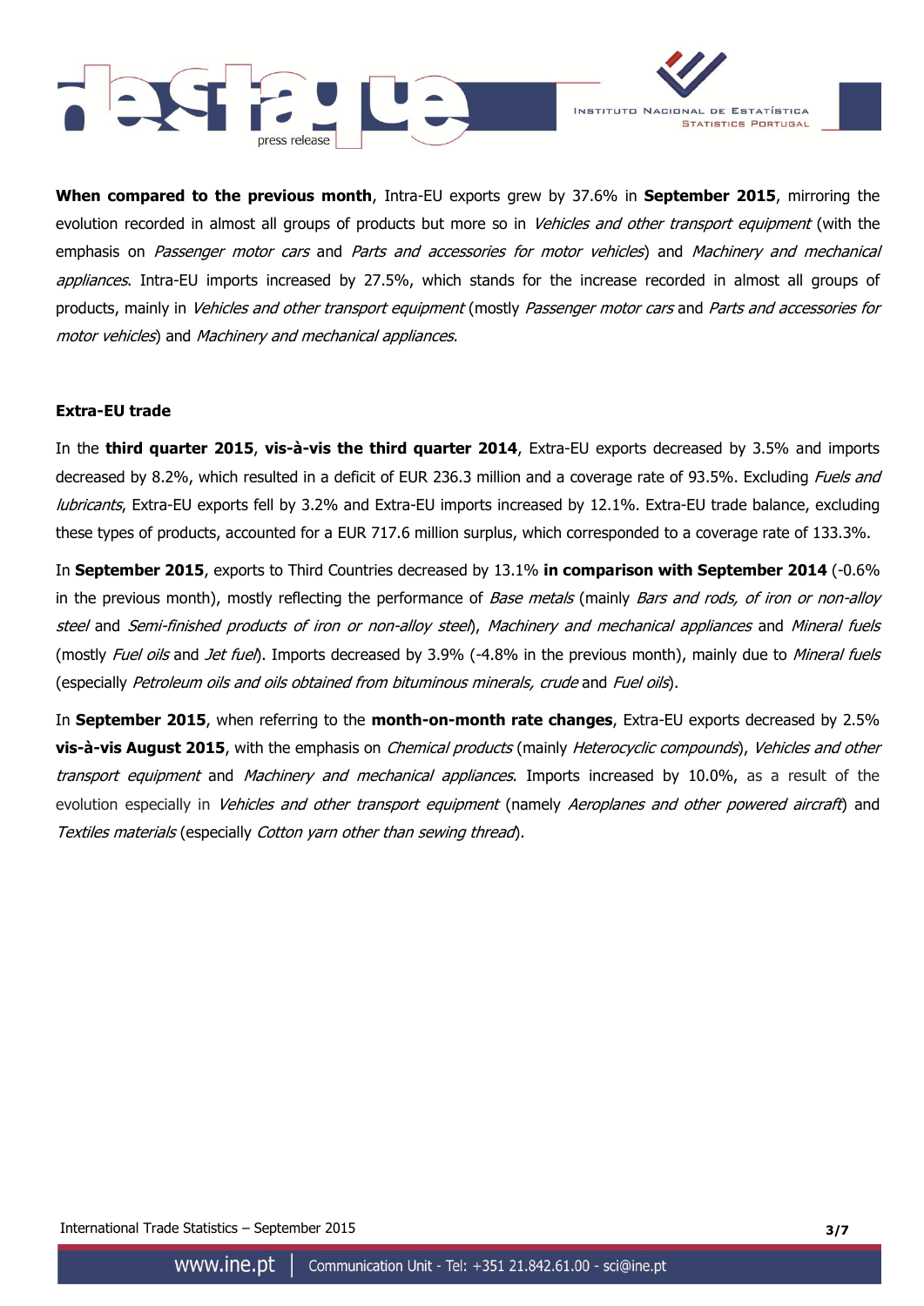**When compared to the previous month**, Intra-EU exports grew by 37.6% in **September 2015**, mirroring the evolution recorded in almost all groups of products but more so in *Vehicles and other transport equipment* (with the emphasis on *Passenger motor cars* and *Parts and accessories for motor vehicles*) and *Machinery and mechanical appliances*. Intra-EU imports increased by 27.5%, which stands for the increase recorded in almost all groups of products, mainly in *Vehicles and other transport equipment* (mostly *Passenger motor cars* and *Parts and accessories for motor vehicles*) and *Machinery and mechanical appliances*.

**Extra-EU trade**

In the **third quarter 2015**, **vis-à-vis the third quarter 2014**, Extra-EU exports decreased by 3.5% and imports decreased by 8.2%, which resulted in a deficit of EUR 236.3 million and a coverage rate of 93.5%. Excluding *Fuels and lubricants*, Extra-EU exports fell by 3.2% and Extra-EU imports increased by 12.1%. Extra-EU trade balance, excluding these types of products, accounted for a EUR 717.6 million surplus, which corresponded to a coverage rate of 133.3%.

In **September 2015**, exports to Third Countries decreased by 13.1% **in comparison with September 2014** (-0.6% in the previous month), mostly reflecting the performance of *Base metals* (mainly *Bars and rods, of iron or non-alloy steel* and *Semi-finished products of iron or non-alloy steel*), *Machinery and mechanical appliances* and *Mineral fuels* (mostly *Fuel oils* and *Jet fuel*). Imports decreased by 3.9% (-4.8% in the previous month), mainly due to *Mineral fuels* (especially *Petroleum oils and oils obtained from bituminous minerals, crude* and *Fuel oils*).

In **September 2015**, when referring to the **month-on-month rate changes**, Extra-EU exports decreased by 2.5% **vis-à-vis August 2015**, with the emphasis on *Chemical products* (mainly *Heterocyclic compounds*), *Vehicles and other transport equipment* and *Machinery and mechanical appliances*. Imports increased by 10.0%, as a result of the evolution especially in *Vehicles and other transport equipment* (namely *Aeroplanes and other powered aircraft*) and *Textiles materials* (especially *Cotton yarn other than sewing thread*).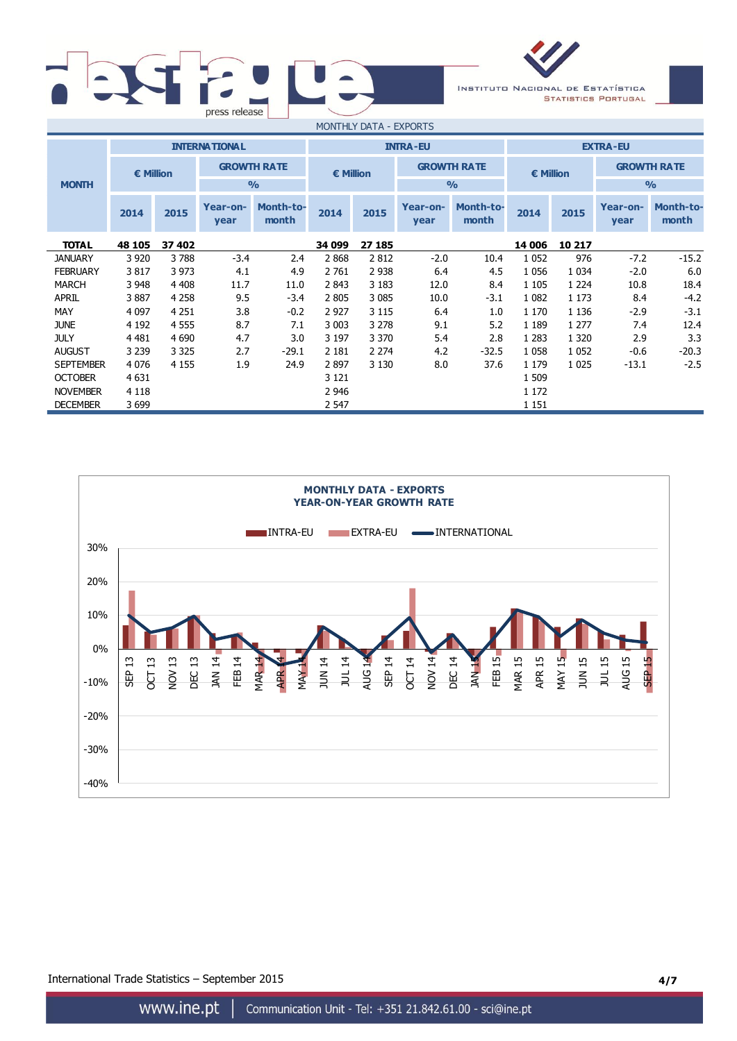## MONTHLY DATA - EXPORTS

| MONTH | INTERNATIONAL | | | | INTRA-EU | | | | EXTRA-EU | | | |
|---|---|---|---|---|---|---|---|---|---|---|---|---|
| | € Million | | GROWTH RATE % | | € Million | | GROWTH RATE % | | € Million | | GROWTH RATE % | |
| | 2014 | 2015 | Year-on-year | Month-to-month | 2014 | 2015 | Year-on-year | Month-to-month | 2014 | 2015 | Year-on-year | Month-to-month |
| **TOTAL** | **48 105** | **37 402** | | | **34 099** | **27 185** | | | **14 006** | **10 217** | | |
| JANUARY | 3 920 | 3 788 | -3.4 | 2.4 | 2 868 | 2 812 | -2.0 | 10.4 | 1 052 | 976 | -7.2 | -15.2 |
| FEBRUARY | 3 817 | 3 973 | 4.1 | 4.9 | 2 761 | 2 938 | 6.4 | 4.5 | 1 056 | 1 034 | -2.0 | 6.0 |
| MARCH | 3 948 | 4 408 | 11.7 | 11.0 | 2 843 | 3 183 | 12.0 | 8.4 | 1 105 | 1 224 | 10.8 | 18.4 |
| APRIL | 3 887 | 4 258 | 9.5 | -3.4 | 2 805 | 3 085 | 10.0 | -3.1 | 1 082 | 1 173 | 8.4 | -4.2 |
| MAY | 4 097 | 4 251 | 3.8 | -0.2 | 2 927 | 3 115 | 6.4 | 1.0 | 1 170 | 1 136 | -2.9 | -3.1 |
| JUNE | 4 192 | 4 555 | 8.7 | 7.1 | 3 003 | 3 278 | 9.1 | 5.2 | 1 189 | 1 277 | 7.4 | 12.4 |
| JULY | 4 481 | 4 690 | 4.7 | 3.0 | 3 197 | 3 370 | 5.4 | 2.8 | 1 283 | 1 320 | 2.9 | 3.3 |
| AUGUST | 3 239 | 3 325 | 2.7 | -29.1 | 2 181 | 2 274 | 4.2 | -32.5 | 1 058 | 1 052 | -0.6 | -20.3 |
| SEPTEMBER | 4 076 | 4 155 | 1.9 | 24.9 | 2 897 | 3 130 | 8.0 | 37.6 | 1 179 | 1 025 | -13.1 | -2.5 |
| OCTOBER | 4 631 | | | | 3 121 | | | | 1 509 | | | |
| NOVEMBER | 4 118 | | | | 2 946 | | | | 1 172 | | | |
| DECEMBER | 3 699 | | | | 2 547 | | | | 1 151 | | | |

**MONTHLY DATA - EXPORTS**
**YEAR-ON-YEAR GROWTH RATE**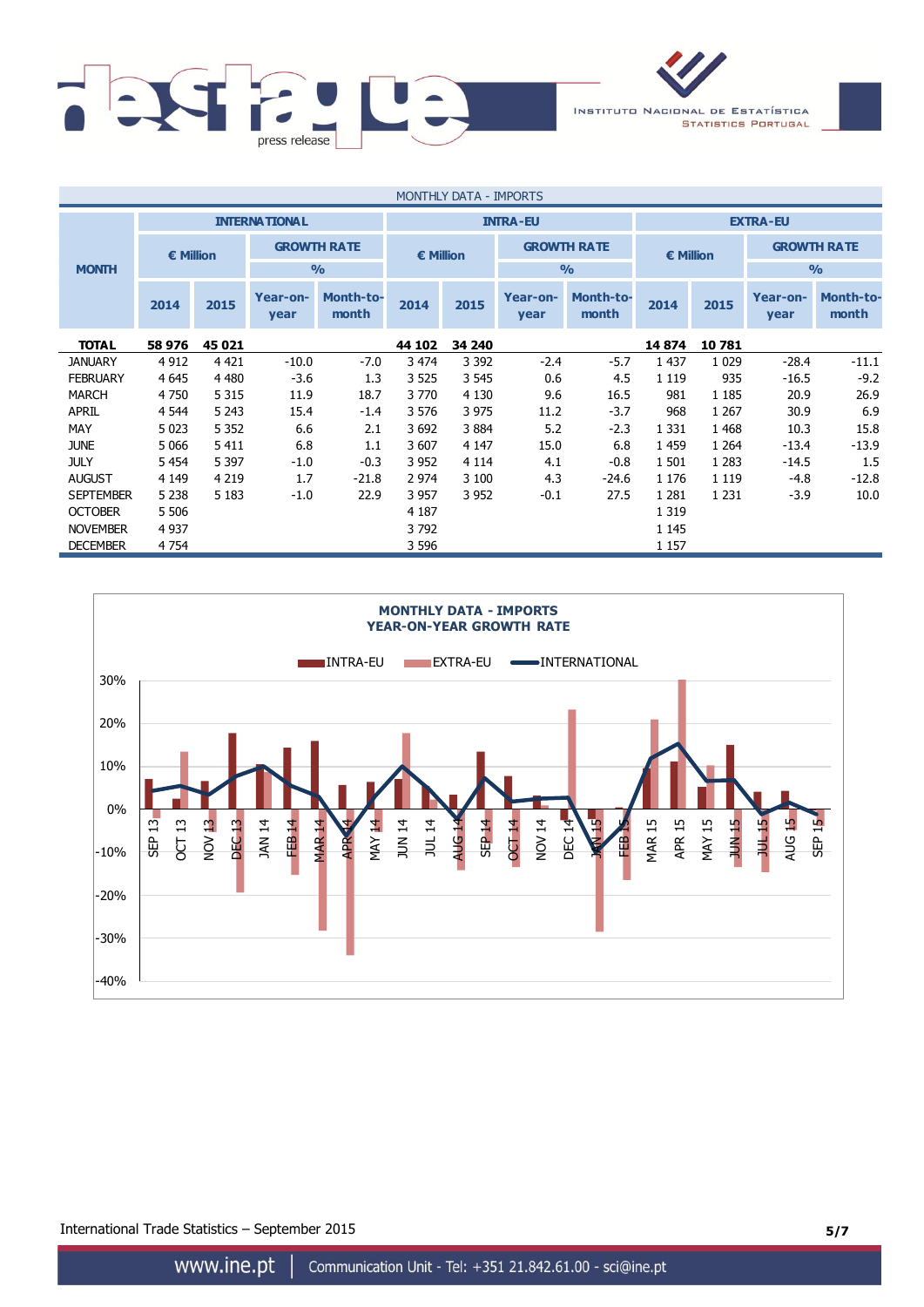MONTHLY DATA - IMPORTS

| MONTH | INTERNATIONAL | | | | INTRA-EU | | | | EXTRA-EU | | | |
|---|---|---|---|---|---|---|---|---|---|---|---|---|
| | € Million | | GROWTH RATE % | | € Million | | GROWTH RATE % | | € Million | | GROWTH RATE % | |
| | 2014 | 2015 | Year-on-year | Month-to-month | 2014 | 2015 | Year-on-year | Month-to-month | 2014 | 2015 | Year-on-year | Month-to-month |
| **TOTAL** | **58 976** | **45 021** | | | **44 102** | **34 240** | | | **14 874** | **10 781** | | |
| JANUARY | 4 912 | 4 421 | -10.0 | -7.0 | 3 474 | 3 392 | -2.4 | -5.7 | 1 437 | 1 029 | -28.4 | -11.1 |
| FEBRUARY | 4 645 | 4 480 | -3.6 | 1.3 | 3 525 | 3 545 | 0.6 | 4.5 | 1 119 | 935 | -16.5 | -9.2 |
| MARCH | 4 750 | 5 315 | 11.9 | 18.7 | 3 770 | 4 130 | 9.6 | 16.5 | 981 | 1 185 | 20.9 | 26.9 |
| APRIL | 4 544 | 5 243 | 15.4 | -1.4 | 3 576 | 3 975 | 11.2 | -3.7 | 968 | 1 267 | 30.9 | 6.9 |
| MAY | 5 023 | 5 352 | 6.6 | 2.1 | 3 692 | 3 884 | 5.2 | -2.3 | 1 331 | 1 468 | 10.3 | 15.8 |
| JUNE | 5 066 | 5 411 | 6.8 | 1.1 | 3 607 | 4 147 | 15.0 | 6.8 | 1 459 | 1 264 | -13.4 | -13.9 |
| JULY | 5 454 | 5 397 | -1.0 | -0.3 | 3 952 | 4 114 | 4.1 | -0.8 | 1 501 | 1 283 | -14.5 | 1.5 |
| AUGUST | 4 149 | 4 219 | 1.7 | -21.8 | 2 974 | 3 100 | 4.3 | -24.6 | 1 176 | 1 119 | -4.8 | -12.8 |
| SEPTEMBER | 5 238 | 5 183 | -1.0 | 22.9 | 3 957 | 3 952 | -0.1 | 27.5 | 1 281 | 1 231 | -3.9 | 10.0 |
| OCTOBER | 5 506 | | | | 4 187 | | | | 1 319 | | | |
| NOVEMBER | 4 937 | | | | 3 792 | | | | 1 145 | | | |
| DECEMBER | 4 754 | | | | 3 596 | | | | 1 157 | | | |

MONTHLY DATA - IMPORTS
YEAR-ON-YEAR GROWTH RATE

International Trade Statistics – September 2015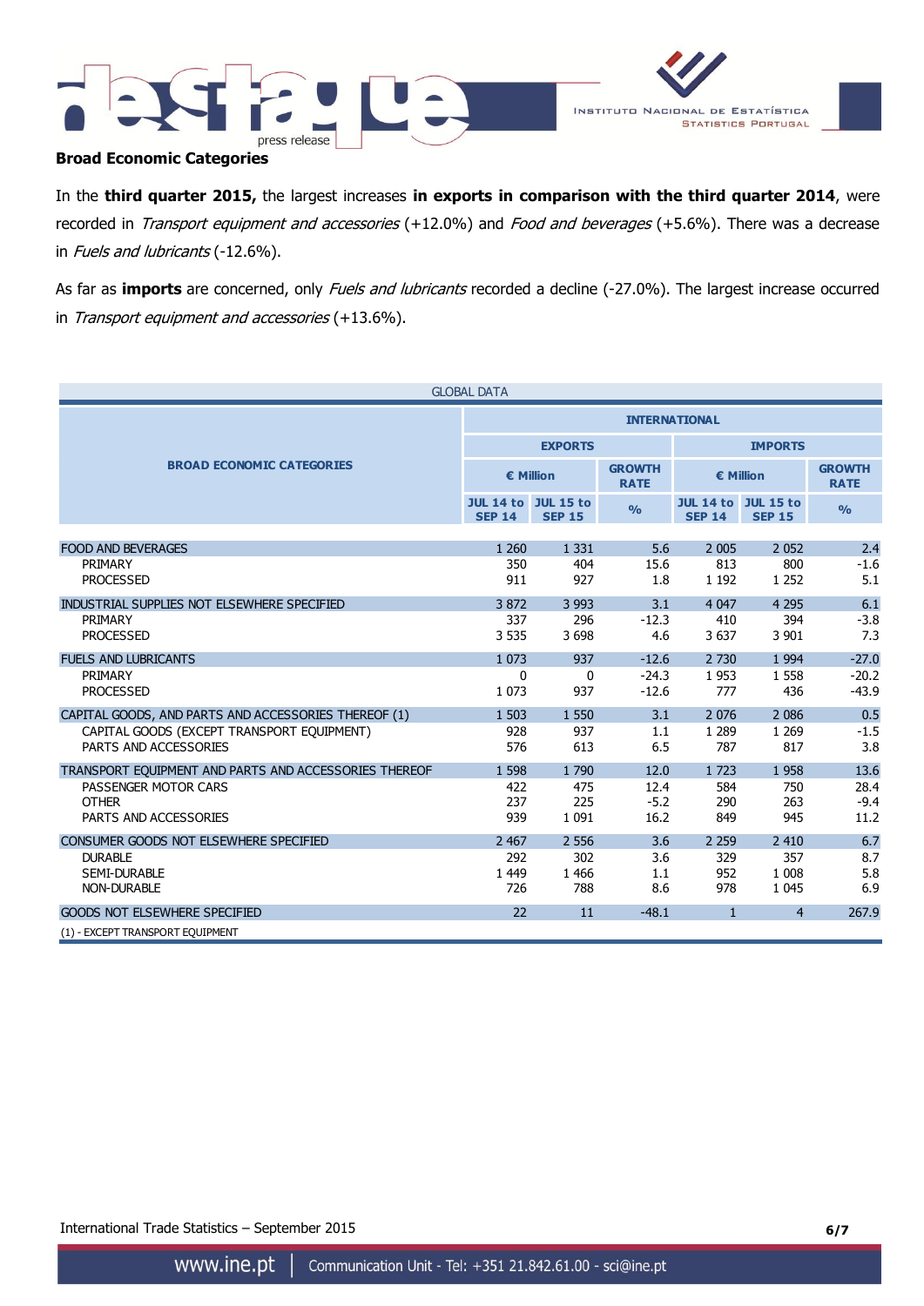## Broad Economic Categories

In the **third quarter 2015,** the largest increases **in exports in comparison with the third quarter 2014**, were recorded in *Transport equipment and accessories* (+12.0%) and *Food and beverages* (+5.6%). There was a decrease in *Fuels and lubricants* (-12.6%).

As far as **imports** are concerned, only *Fuels and lubricants* recorded a decline (-27.0%). The largest increase occurred in *Transport equipment and accessories* (+13.6%).

GLOBAL DATA

| BROAD ECONOMIC CATEGORIES | INTERNATIONAL | | | | | |
|---|---|---|---|---|---|---|
| | EXPORTS | | | IMPORTS | | |
| | € Million | | GROWTH RATE | € Million | | GROWTH RATE |
| | JUL 14 to SEP 14 | JUL 15 to SEP 15 | % | JUL 14 to SEP 14 | JUL 15 to SEP 15 | % |
| FOOD AND BEVERAGES | 1 260 | 1 331 | 5.6 | 2 005 | 2 052 | 2.4 |
| PRIMARY | 350 | 404 | 15.6 | 813 | 800 | -1.6 |
| PROCESSED | 911 | 927 | 1.8 | 1 192 | 1 252 | 5.1 |
| INDUSTRIAL SUPPLIES NOT ELSEWHERE SPECIFIED | 3 872 | 3 993 | 3.1 | 4 047 | 4 295 | 6.1 |
| PRIMARY | 337 | 296 | -12.3 | 410 | 394 | -3.8 |
| PROCESSED | 3 535 | 3 698 | 4.6 | 3 637 | 3 901 | 7.3 |
| FUELS AND LUBRICANTS | 1 073 | 937 | -12.6 | 2 730 | 1 994 | -27.0 |
| PRIMARY | 0 | 0 | -24.3 | 1 953 | 1 558 | -20.2 |
| PROCESSED | 1 073 | 937 | -12.6 | 777 | 436 | -43.9 |
| CAPITAL GOODS, AND PARTS AND ACCESSORIES THEREOF (1) | 1 503 | 1 550 | 3.1 | 2 076 | 2 086 | 0.5 |
| CAPITAL GOODS (EXCEPT TRANSPORT EQUIPMENT) | 928 | 937 | 1.1 | 1 289 | 1 269 | -1.5 |
| PARTS AND ACCESSORIES | 576 | 613 | 6.5 | 787 | 817 | 3.8 |
| TRANSPORT EQUIPMENT AND PARTS AND ACCESSORIES THEREOF | 1 598 | 1 790 | 12.0 | 1 723 | 1 958 | 13.6 |
| PASSENGER MOTOR CARS | 422 | 475 | 12.4 | 584 | 750 | 28.4 |
| OTHER | 237 | 225 | -5.2 | 290 | 263 | -9.4 |
| PARTS AND ACCESSORIES | 939 | 1 091 | 16.2 | 849 | 945 | 11.2 |
| CONSUMER GOODS NOT ELSEWHERE SPECIFIED | 2 467 | 2 556 | 3.6 | 2 259 | 2 410 | 6.7 |
| DURABLE | 292 | 302 | 3.6 | 329 | 357 | 8.7 |
| SEMI-DURABLE | 1 449 | 1 466 | 1.1 | 952 | 1 008 | 5.8 |
| NON-DURABLE | 726 | 788 | 8.6 | 978 | 1 045 | 6.9 |
| GOODS NOT ELSEWHERE SPECIFIED | 22 | 11 | -48.1 | 1 | 4 | 267.9 |

(1) - EXCEPT TRANSPORT EQUIPMENT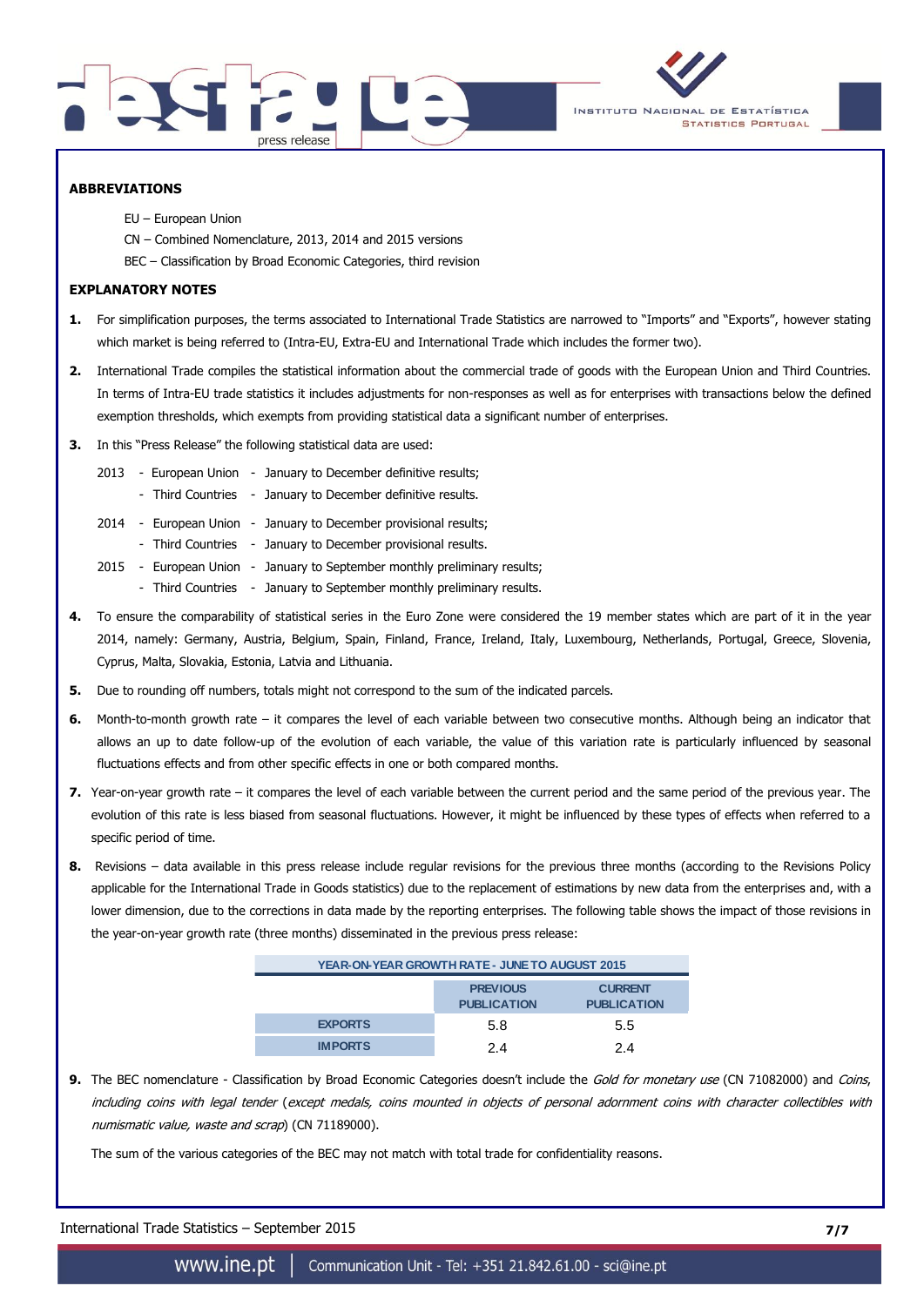## ABBREVIATIONS

EU – European Union

CN – Combined Nomenclature, 2013, 2014 and 2015 versions

BEC – Classification by Broad Economic Categories, third revision

## EXPLANATORY NOTES

1. For simplification purposes, the terms associated to International Trade Statistics are narrowed to "Imports" and "Exports", however stating which market is being referred to (Intra-EU, Extra-EU and International Trade which includes the former two).

2. International Trade compiles the statistical information about the commercial trade of goods with the European Union and Third Countries. In terms of Intra-EU trade statistics it includes adjustments for non-responses as well as for enterprises with transactions below the defined exemption thresholds, which exempts from providing statistical data a significant number of enterprises.

3. In this "Press Release" the following statistical data are used:

   2013 - European Union - January to December definitive results;
   - Third Countries - January to December definitive results.

   2014 - European Union - January to December provisional results;
   - Third Countries - January to December provisional results.

   2015 - European Union - January to September monthly preliminary results;
   - Third Countries - January to September monthly preliminary results.

4. To ensure the comparability of statistical series in the Euro Zone were considered the 19 member states which are part of it in the year 2014, namely: Germany, Austria, Belgium, Spain, Finland, France, Ireland, Italy, Luxembourg, Netherlands, Portugal, Greece, Slovenia, Cyprus, Malta, Slovakia, Estonia, Latvia and Lithuania.

5. Due to rounding off numbers, totals might not correspond to the sum of the indicated parcels.

6. Month-to-month growth rate – it compares the level of each variable between two consecutive months. Although being an indicator that allows an up to date follow-up of the evolution of each variable, the value of this variation rate is particularly influenced by seasonal fluctuations effects and from other specific effects in one or both compared months.

7. Year-on-year growth rate – it compares the level of each variable between the current period and the same period of the previous year. The evolution of this rate is less biased from seasonal fluctuations. However, it might be influenced by these types of effects when referred to a specific period of time.

8. Revisions – data available in this press release include regular revisions for the previous three months (according to the Revisions Policy applicable for the International Trade in Goods statistics) due to the replacement of estimations by new data from the enterprises and, with a lower dimension, due to the corrections in data made by the reporting enterprises. The following table shows the impact of those revisions in the year-on-year growth rate (three months) disseminated in the previous press release:

| YEAR-ON-YEAR GROWTH RATE - JUNE TO AUGUST 2015 | | |
|---|---|---|
| | PREVIOUS PUBLICATION | CURRENT PUBLICATION |
| EXPORTS | 5.8 | 5.5 |
| IMPORTS | 2.4 | 2.4 |

9. The BEC nomenclature - Classification by Broad Economic Categories doesn't include the *Gold for monetary use* (CN 71082000) and *Coins, including coins with legal tender* (*except medals, coins mounted in objects of personal adornment coins with character collectibles with numismatic value, waste and scrap*) (CN 71189000).

   The sum of the various categories of the BEC may not match with total trade for confidentiality reasons.